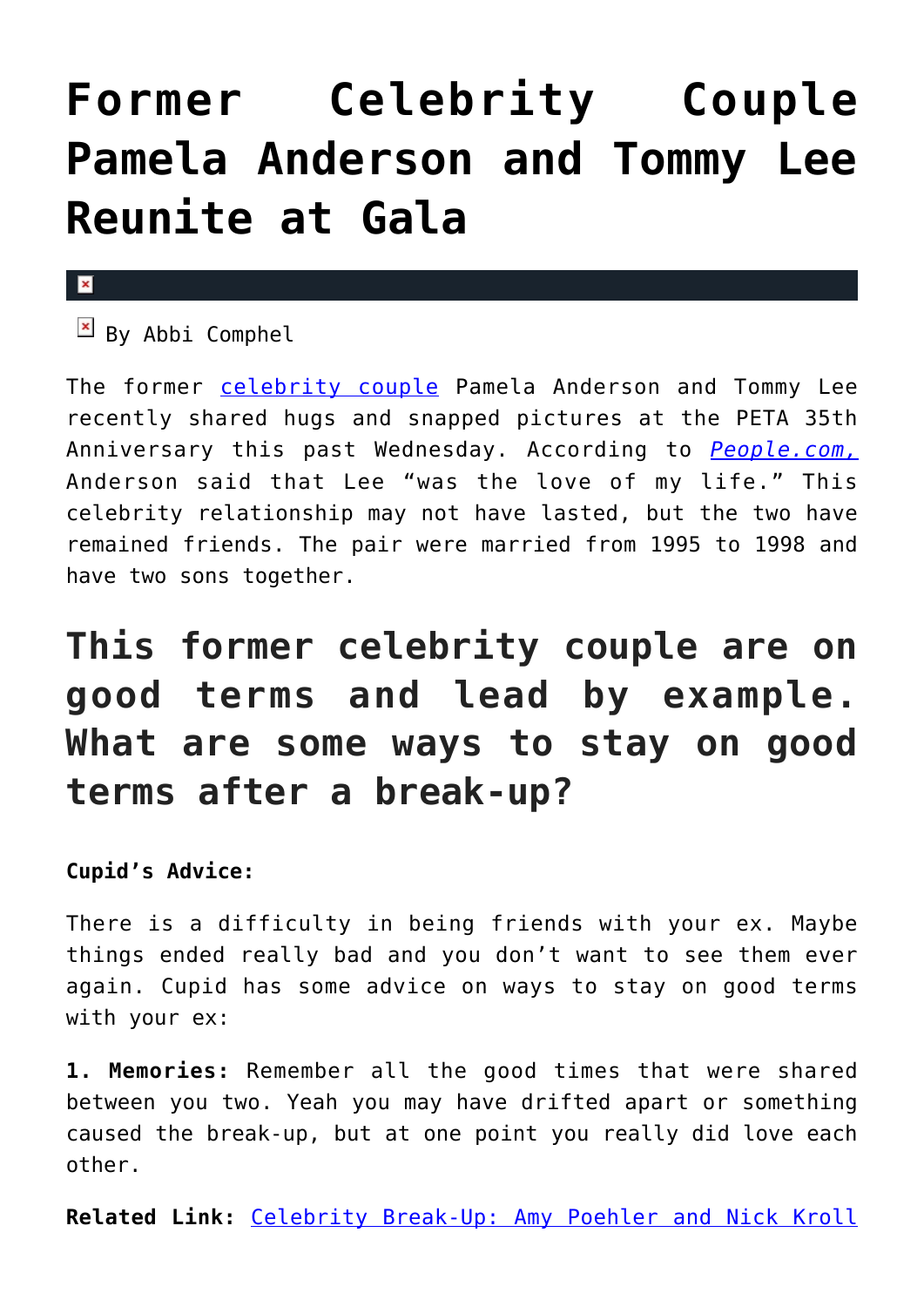# Former Celebrity Couple Pamela Anderson and Tommy Lee Reunite at Gala

By Abbi Comphel

The former celebrity couple Pamela Anderson and Tommy Lee recently shared hugs and snapped pictures at the PETA 35th Anniversary this past Wednesday. According to *People.com,* Anderson said that Lee "was the love of my life." This celebrity relationship may not have lasted, but the two have remained friends. The pair were married from 1995 to 1998 and have two sons together.

## This former celebrity couple are on good terms and lead by example. What are some ways to stay on good terms after a break-up?

**Cupid's Advice:**

There is a difficulty in being friends with your ex. Maybe things ended really bad and you don't want to see them ever again. Cupid has some advice on ways to stay on good terms with your ex:

**1. Memories:** Remember all the good times that were shared between you two. Yeah you may have drifted apart or something caused the break-up, but at one point you really did love each other.

**Related Link:** Celebrity Break-Up: Amy Poehler and Nick Kroll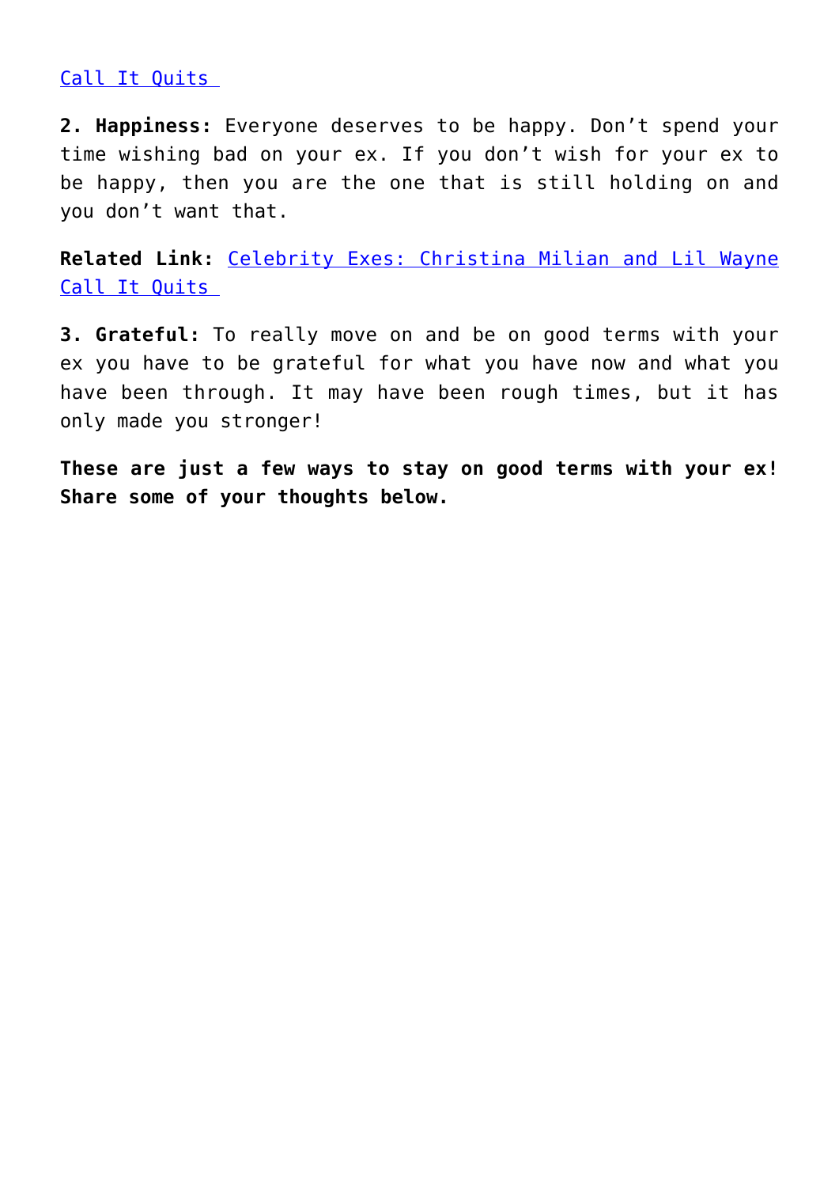Call It Quits

**2. Happiness:** Everyone deserves to be happy. Don't spend your time wishing bad on your ex. If you don't wish for your ex to be happy, then you are the one that is still holding on and you don't want that.

**Related Link:** Celebrity Exes: Christina Milian and Lil Wayne Call It Quits

**3. Grateful:** To really move on and be on good terms with your ex you have to be grateful for what you have now and what you have been through. It may have been rough times, but it has only made you stronger!

**These are just a few ways to stay on good terms with your ex! Share some of your thoughts below.**